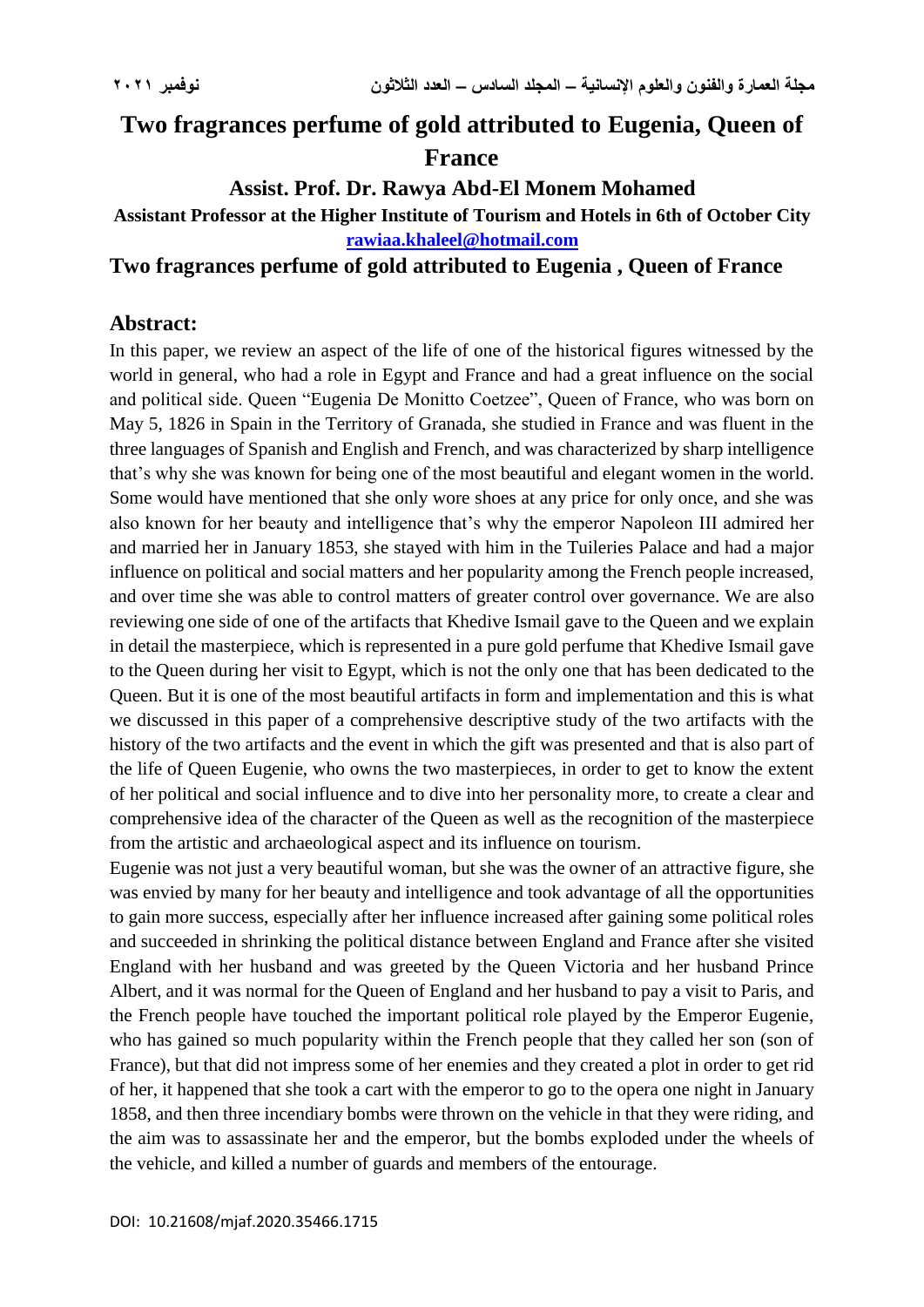# Two fragrances perfume of gold attributed to Eugenia, Queen of France

**Assist. Prof. Dr. Rawya Abd-El Monem Mohamed**

**Assistant Professor at the Higher Institute of Tourism and Hotels in 6th of October City**

**rawiaa.khaleel@hotmail.com**

## Two fragrances perfume of gold attributed to Eugenia , Queen of France

## Abstract:

In this paper, we review an aspect of the life of one of the historical figures witnessed by the world in general, who had a role in Egypt and France and had a great influence on the social and political side. Queen "Eugenia De Monitto Coetzee", Queen of France, who was born on May 5, 1826 in Spain in the Territory of Granada, she studied in France and was fluent in the three languages of Spanish and English and French, and was characterized by sharp intelligence that's why she was known for being one of the most beautiful and elegant women in the world. Some would have mentioned that she only wore shoes at any price for only once, and she was also known for her beauty and intelligence that's why the emperor Napoleon III admired her and married her in January 1853, she stayed with him in the Tuileries Palace and had a major influence on political and social matters and her popularity among the French people increased, and over time she was able to control matters of greater control over governance. We are also reviewing one side of one of the artifacts that Khedive Ismail gave to the Queen and we explain in detail the masterpiece, which is represented in a pure gold perfume that Khedive Ismail gave to the Queen during her visit to Egypt, which is not the only one that has been dedicated to the Queen. But it is one of the most beautiful artifacts in form and implementation and this is what we discussed in this paper of a comprehensive descriptive study of the two artifacts with the history of the two artifacts and the event in which the gift was presented and that is also part of the life of Queen Eugenie, who owns the two masterpieces, in order to get to know the extent of her political and social influence and to dive into her personality more, to create a clear and comprehensive idea of the character of the Queen as well as the recognition of the masterpiece from the artistic and archaeological aspect and its influence on tourism.

Eugenie was not just a very beautiful woman, but she was the owner of an attractive figure, she was envied by many for her beauty and intelligence and took advantage of all the opportunities to gain more success, especially after her influence increased after gaining some political roles and succeeded in shrinking the political distance between England and France after she visited England with her husband and was greeted by the Queen Victoria and her husband Prince Albert, and it was normal for the Queen of England and her husband to pay a visit to Paris, and the French people have touched the important political role played by the Emperor Eugenie, who has gained so much popularity within the French people that they called her son (son of France), but that did not impress some of her enemies and they created a plot in order to get rid of her, it happened that she took a cart with the emperor to go to the opera one night in January 1858, and then three incendiary bombs were thrown on the vehicle in that they were riding, and the aim was to assassinate her and the emperor, but the bombs exploded under the wheels of the vehicle, and killed a number of guards and members of the entourage.

DOI: 10.21608/mjaf.2020.35466.1715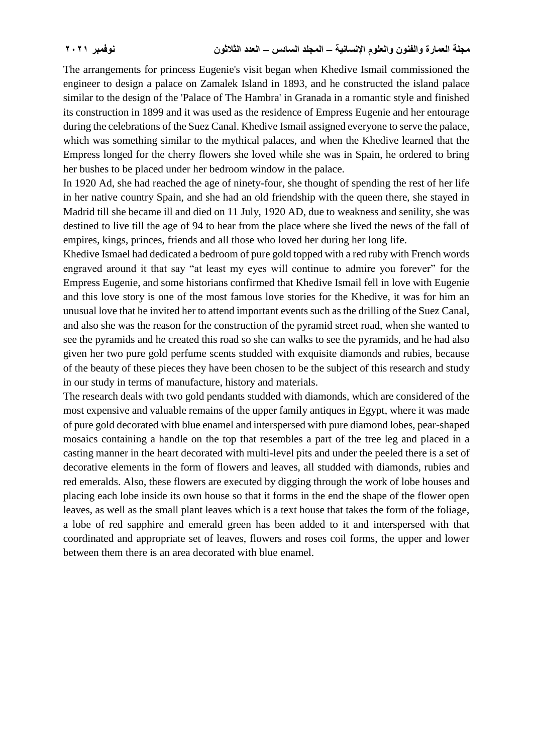The arrangements for princess Eugenie's visit began when Khedive Ismail commissioned the engineer to design a palace on Zamalek Island in 1893, and he constructed the island palace similar to the design of the 'Palace of The Hambra' in Granada in a romantic style and finished its construction in 1899 and it was used as the residence of Empress Eugenie and her entourage during the celebrations of the Suez Canal. Khedive Ismail assigned everyone to serve the palace, which was something similar to the mythical palaces, and when the Khedive learned that the Empress longed for the cherry flowers she loved while she was in Spain, he ordered to bring her bushes to be placed under her bedroom window in the palace.

In 1920 Ad, she had reached the age of ninety-four, she thought of spending the rest of her life in her native country Spain, and she had an old friendship with the queen there, she stayed in Madrid till she became ill and died on 11 July, 1920 AD, due to weakness and senility, she was destined to live till the age of 94 to hear from the place where she lived the news of the fall of empires, kings, princes, friends and all those who loved her during her long life.

Khedive Ismael had dedicated a bedroom of pure gold topped with a red ruby with French words engraved around it that say "at least my eyes will continue to admire you forever" for the Empress Eugenie, and some historians confirmed that Khedive Ismail fell in love with Eugenie and this love story is one of the most famous love stories for the Khedive, it was for him an unusual love that he invited her to attend important events such as the drilling of the Suez Canal, and also she was the reason for the construction of the pyramid street road, when she wanted to see the pyramids and he created this road so she can walks to see the pyramids, and he had also given her two pure gold perfume scents studded with exquisite diamonds and rubies, because of the beauty of these pieces they have been chosen to be the subject of this research and study in our study in terms of manufacture, history and materials.

The research deals with two gold pendants studded with diamonds, which are considered of the most expensive and valuable remains of the upper family antiques in Egypt, where it was made of pure gold decorated with blue enamel and interspersed with pure diamond lobes, pear-shaped mosaics containing a handle on the top that resembles a part of the tree leg and placed in a casting manner in the heart decorated with multi-level pits and under the peeled there is a set of decorative elements in the form of flowers and leaves, all studded with diamonds, rubies and red emeralds. Also, these flowers are executed by digging through the work of lobe houses and placing each lobe inside its own house so that it forms in the end the shape of the flower open leaves, as well as the small plant leaves which is a text house that takes the form of the foliage, a lobe of red sapphire and emerald green has been added to it and interspersed with that coordinated and appropriate set of leaves, flowers and roses coil forms, the upper and lower between them there is an area decorated with blue enamel.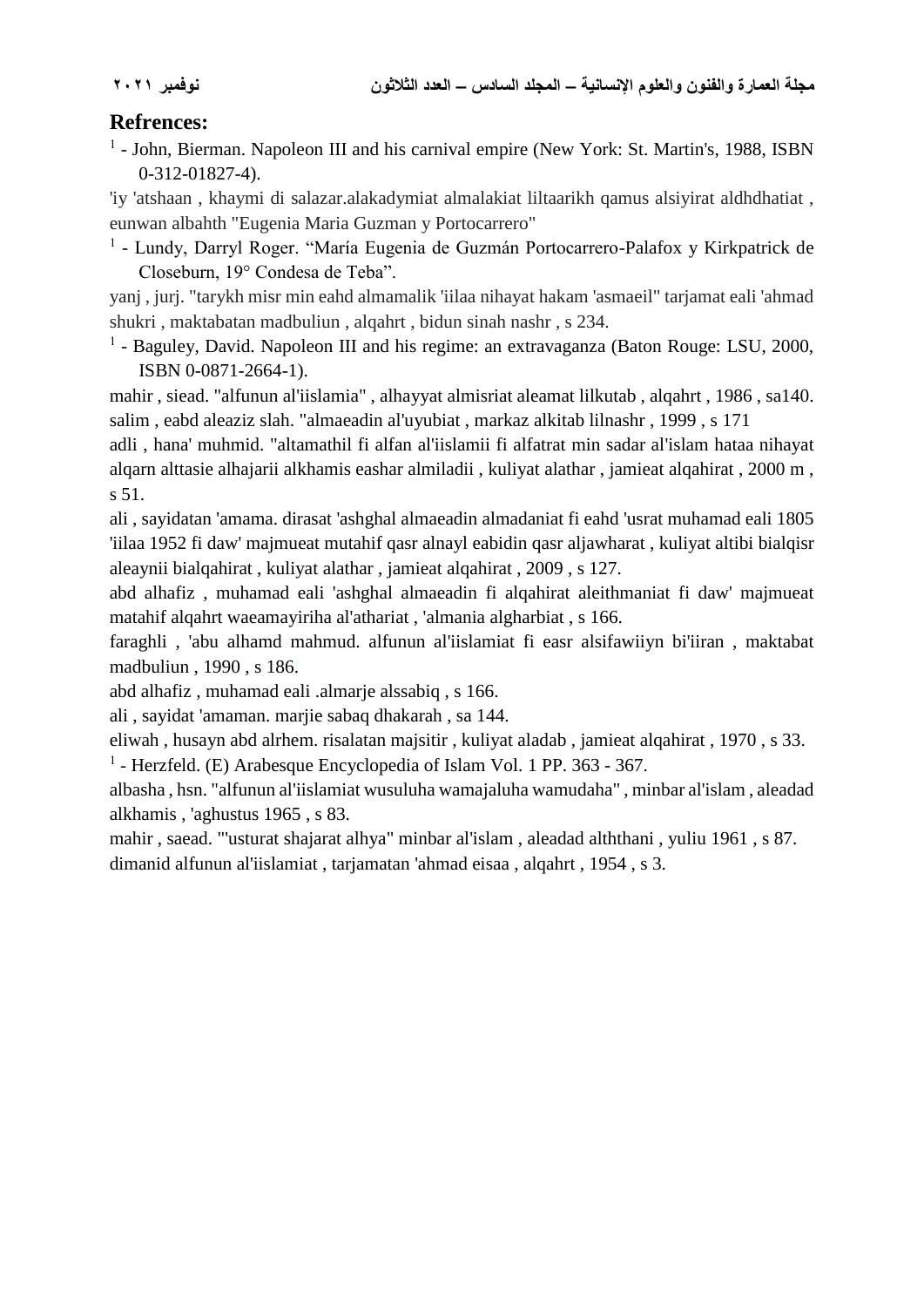## Refrences:

[1] - John, Bierman. Napoleon III and his carnival empire (New York: St. Martin's, 1988, ISBN 0-312-01827-4).

'iy 'atshaan , khaymi di salazar.alakadymiat almalakiat liltaarikh qamus alsiyirat aldhdhatiat , eunwan albahth "Eugenia Maria Guzman y Portocarrero"

[1] - Lundy, Darryl Roger. “María Eugenia de Guzmán Portocarrero-Palafox y Kirkpatrick de Closeburn, 19° Condesa de Teba”.

yanj , jurj. "tarykh misr min eahd almamalik 'iilaa nihayat hakam 'asmaeil" tarjamat eali 'ahmad shukri , maktabatan madbuliun , alqahrt , bidun sinah nashr , s 234.

[1] - Baguley, David. Napoleon III and his regime: an extravaganza (Baton Rouge: LSU, 2000, ISBN 0-0871-2664-1).

mahir , siead. "alfunun al'iislamia" , alhayyat almisriat aleamat lilkutab , alqahrt , 1986 , sa140.

salim , eabd aleaziz slah. "almaeadin al'uyubiat , markaz alkitab lilnashr , 1999 , s 171

adli , hana' muhmid. "altamathil fi alfan al'iislamii fi alfatrat min sadar al'islam hataa nihayat alqarn alttasie alhajarii alkhamis eashar almiladii , kuliyat alathar , jamieat alqahirat , 2000 m , s 51.

ali , sayidatan 'amama. dirasat 'ashghal almaeadin almadaniat fi eahd 'usrat muhamad eali 1805 'iilaa 1952 fi daw' majmueat mutahif qasr alnayl eabidin qasr aljawharat , kuliyat altibi bialqisr aleaynii bialqahirat , kuliyat alathar , jamieat alqahirat , 2009 , s 127.

abd alhafiz , muhamad eali 'ashghal almaeadin fi alqahirat aleithmaniat fi daw' majmueat matahif alqahrt waeamayiriha al'athariat , 'almania algharbiat , s 166.

faraghli , 'abu alhamd mahmud. alfunun al'iislamiat fi easr alsifawiiyn bi'iiran , maktabat madbuliun , 1990 , s 186.

abd alhafiz , muhamad eali .almarje alssabiq , s 166.

ali , sayidat 'amaman. marjie sabaq dhakarah , sa 144.

eliwah , husayn abd alrhem. risalatan majsitir , kuliyat aladab , jamieat alqahirat , 1970 , s 33.

[1] - Herzfeld. (E) Arabesque Encyclopedia of Islam Vol. 1 PP. 363 - 367.

albasha , hsn. "alfunun al'iislamiat wusuluha wamajaluha wamudaha" , minbar al'islam , aleadad alkhamis , 'aghustus 1965 , s 83.

mahir , saead. "'usturat shajarat alhya" minbar al'islam , aleadad alththani , yuliu 1961 , s 87.

dimanid alfunun al'iislamiat , tarjamatan 'ahmad eisaa , alqahrt , 1954 , s 3.